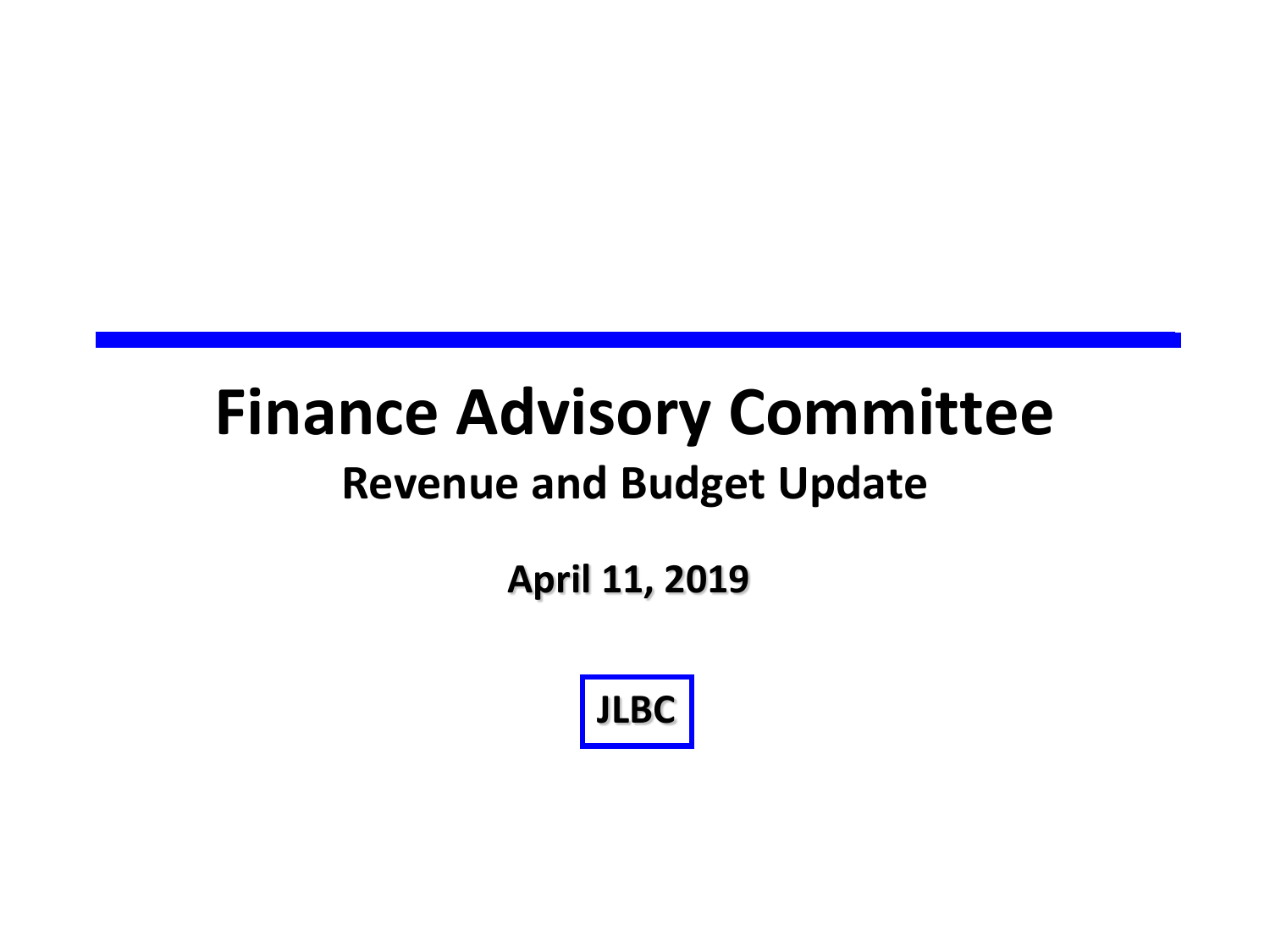# Finance Advisory Committee

## Revenue and Budget Update

**April 11, 2019**

**JLBC**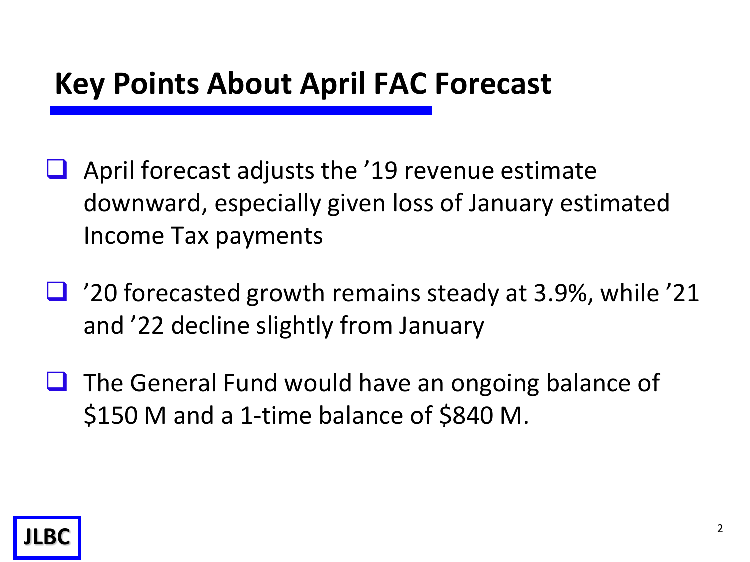# Key Points About April FAC Forecast

- April forecast adjusts the ’19 revenue estimate downward, especially given loss of January estimated Income Tax payments

- ’20 forecasted growth remains steady at 3.9%, while ’21 and ’22 decline slightly from January

- The General Fund would have an ongoing balance of $150 M and a 1-time balance of $840 M.

JLBC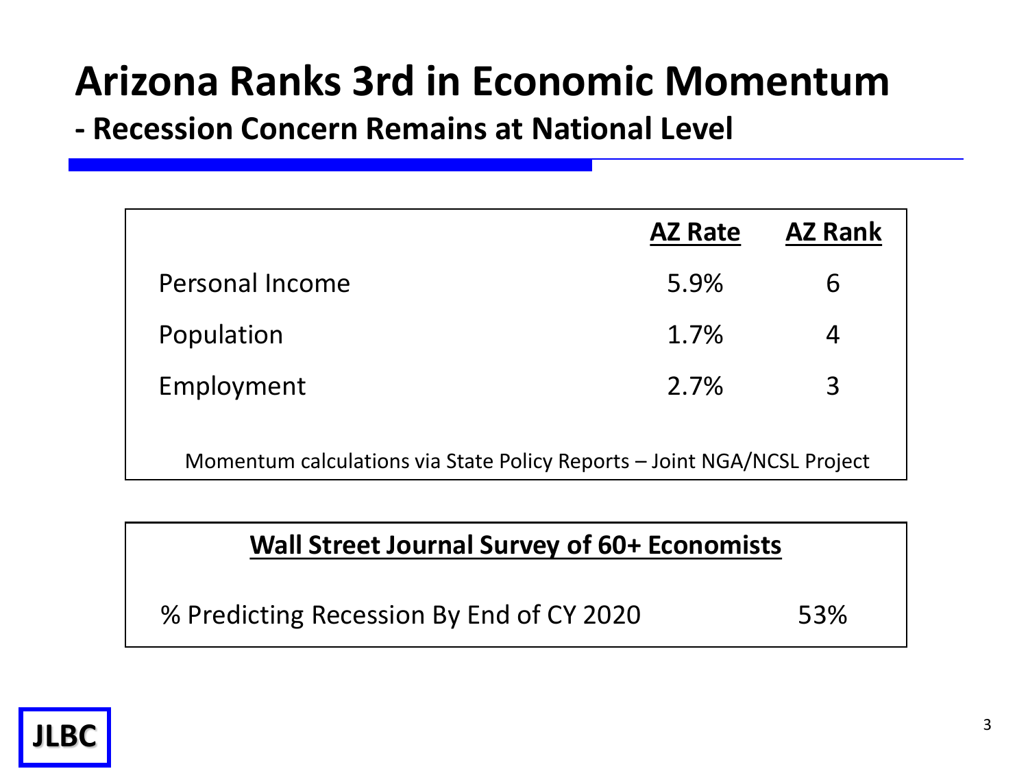# Arizona Ranks 3rd in Economic Momentum

## - Recession Concern Remains at National Level

| | AZ Rate | AZ Rank |
|---|---|---|
| Personal Income | 5.9% | 6 |
| Population | 1.7% | 4 |
| Employment | 2.7% | 3 |

Momentum calculations via State Policy Reports – Joint NGA/NCSL Project

| Wall Street Journal Survey of 60+ Economists | |
|---|---|
| % Predicting Recession By End of CY 2020 | 53% |

JLBC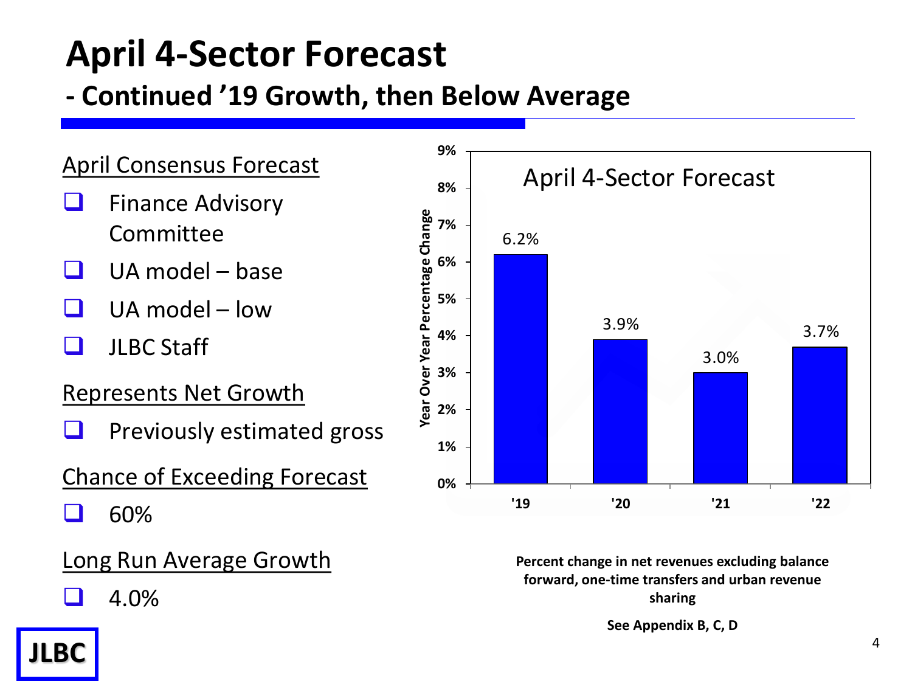# April 4-Sector Forecast

## - Continued '19 Growth, then Below Average

**April Consensus Forecast**

- Finance Advisory Committee
- UA model – base
- UA model – low
- JLBC Staff

**Represents Net Growth**

- Previously estimated gross

**Chance of Exceeding Forecast**

- 60%

**Long Run Average Growth**

- 4.0%

**April 4-Sector Forecast**

| Year | Year Over Year Percentage Change |
|---|---|
| '19 | 6.2% |
| '20 | 3.9% |
| '21 | 3.0% |
| '22 | 3.7% |

**Percent change in net revenues excluding balance forward, one-time transfers and urban revenue sharing**

**See Appendix B, C, D**

JLBC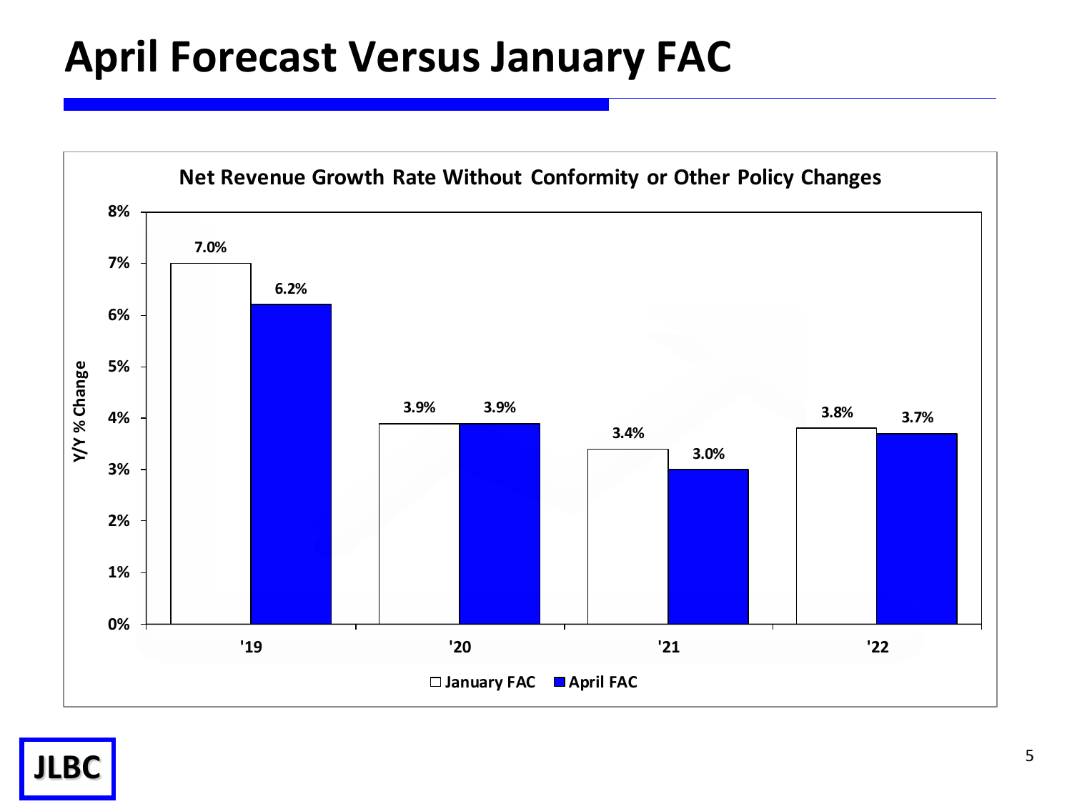# April Forecast Versus January FAC

**Net Revenue Growth Rate Without Conformity or Other Policy Changes**

| Y/Y % Change | '19 | '20 | '21 | '22 |
|---|---|---|---|---|
| January FAC | 7.0% | 3.9% | 3.4% | 3.8% |
| April FAC | 6.2% | 3.9% | 3.0% | 3.7% |

JLBC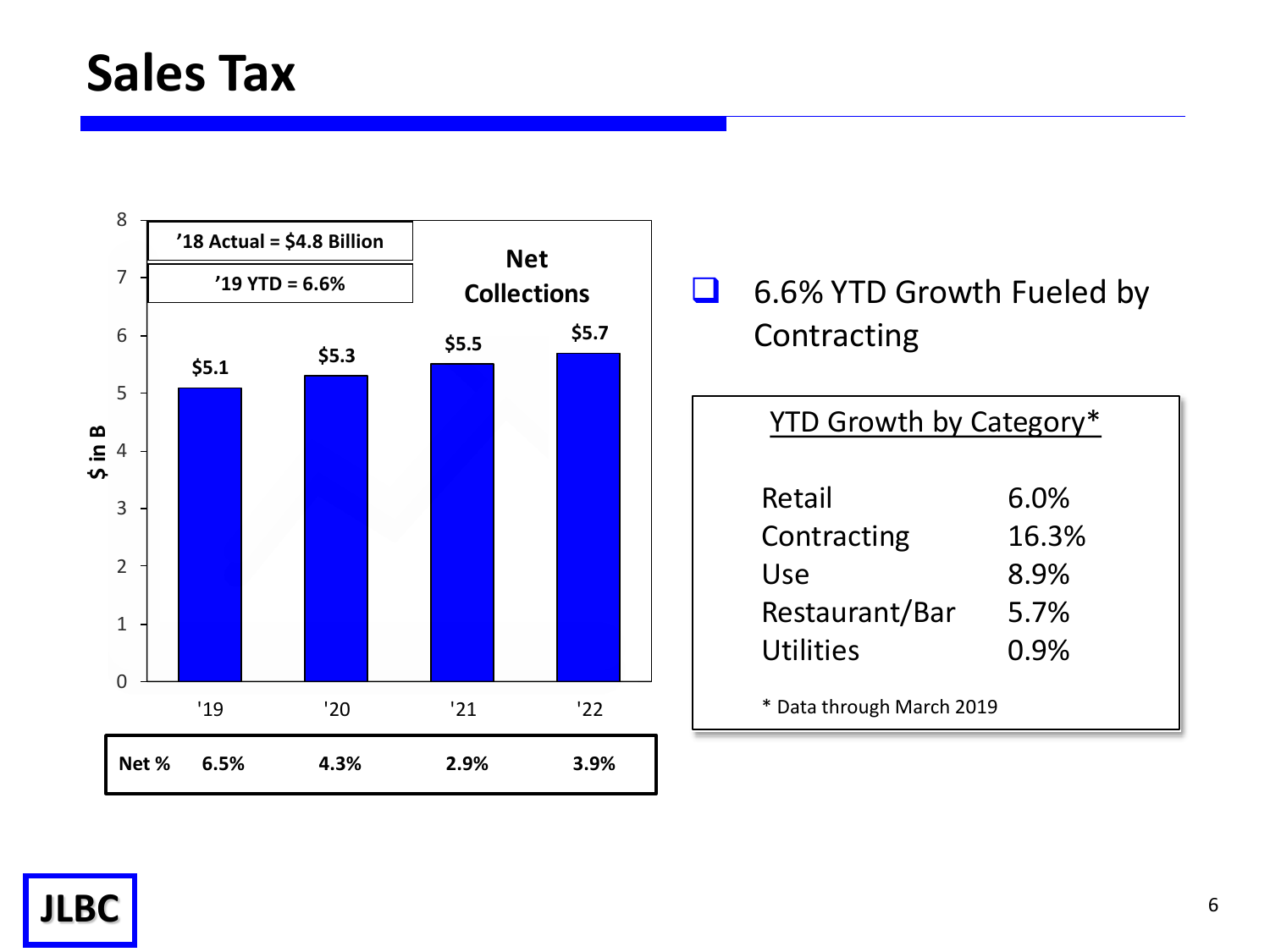# Sales Tax

**Net Collections**

- '18 Actual = $4.8 Billion
- '19 YTD = 6.6%

| | '19 | '20 | '21 | '22 |
|---|---|---|---|---|
| $ in B | $5.1 | $5.3 | $5.5 | $5.7 |
| **Net %** | **6.5%** | **4.3%** | **2.9%** | **3.9%** |

- 6.6% YTD Growth Fueled by Contracting

**YTD Growth by Category***

| Category | Growth |
|---|---|
| Retail | 6.0% |
| Contracting | 16.3% |
| Use | 8.9% |
| Restaurant/Bar | 5.7% |
| Utilities | 0.9% |

* Data through March 2019

JLBC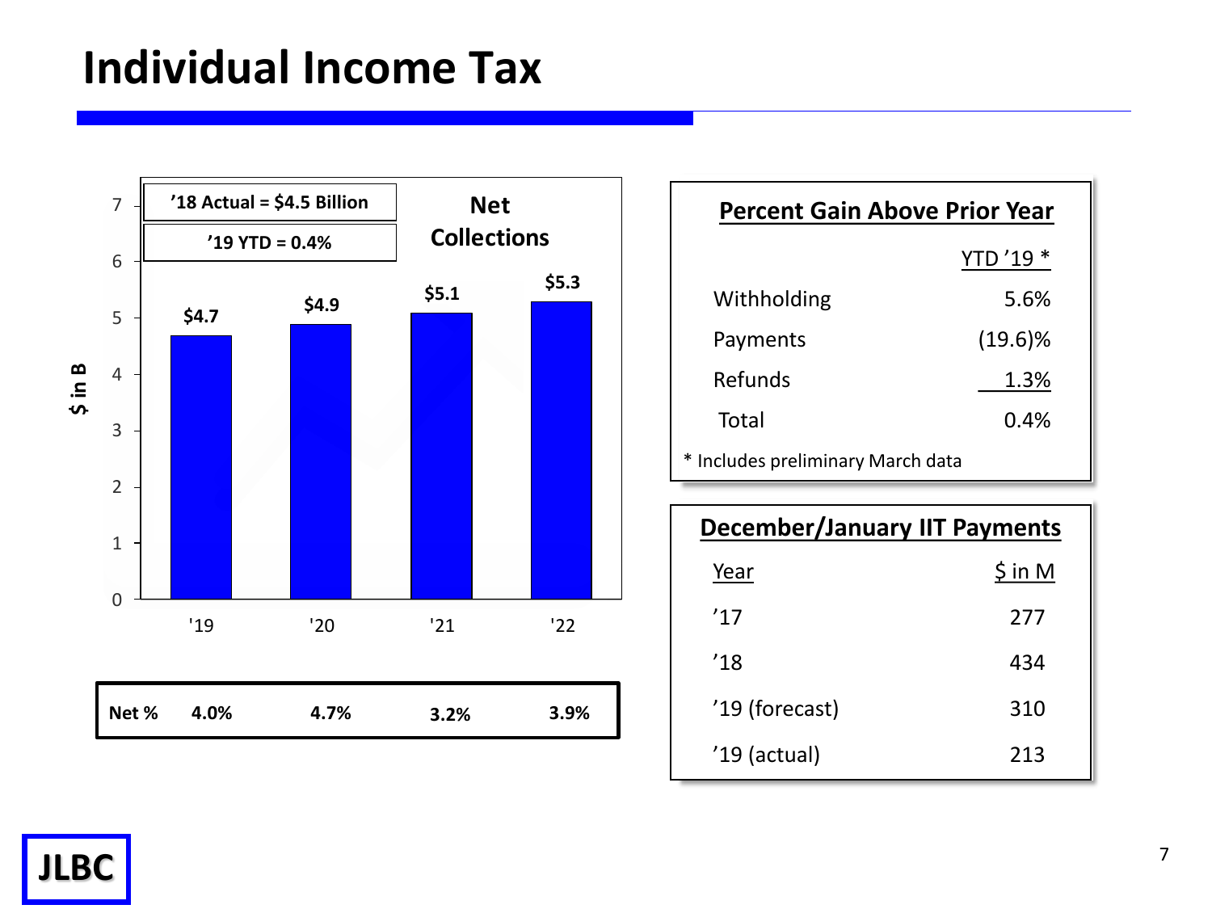# Individual Income Tax

**’18 Actual = $4.5 Billion**

**’19 YTD = 0.4%**

**Net Collections**

| | '19 | '20 | '21 | '22 |
|---|---|---|---|---|
| $ in B | $4.7 | $4.9 | $5.1 | $5.3 |
| **Net %** | **4.0%** | **4.7%** | **3.2%** | **3.9%** |

**Percent Gain Above Prior Year**

| | YTD ’19 * |
|---|---|
| Withholding | 5.6% |
| Payments | (19.6)% |
| Refunds | 1.3% |
| Total | 0.4% |

\* Includes preliminary March data

**December/January IIT Payments**

| Year | $ in M |
|---|---|
| ’17 | 277 |
| ’18 | 434 |
| ’19 (forecast) | 310 |
| ’19 (actual) | 213 |

JLBC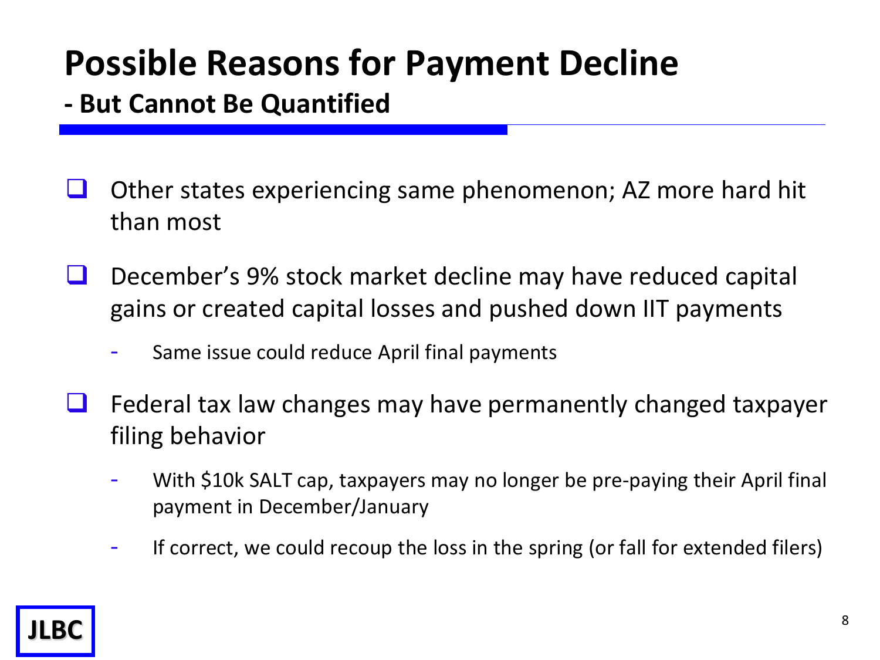# Possible Reasons for Payment Decline

## - But Cannot Be Quantified

- Other states experiencing same phenomenon; AZ more hard hit than most
- December's 9% stock market decline may have reduced capital gains or created capital losses and pushed down IIT payments
  - Same issue could reduce April final payments
- Federal tax law changes may have permanently changed taxpayer filing behavior
  - With $10k SALT cap, taxpayers may no longer be pre-paying their April final payment in December/January
  - If correct, we could recoup the loss in the spring (or fall for extended filers)

JLBC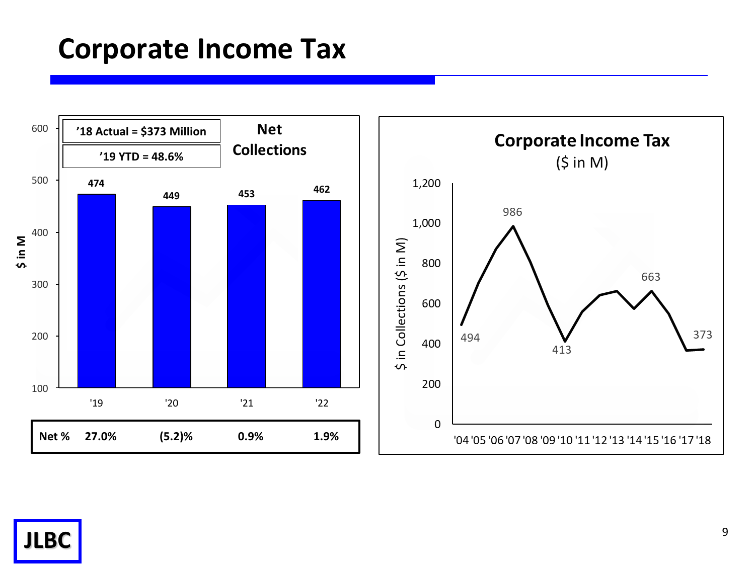# Corporate Income Tax

**Net Collections**

**'18 Actual = $373 Million**

**'19 YTD = 48.6%**

| | '19 | '20 | '21 | '22 |
|---|---|---|---|---|
| $ in M | 474 | 449 | 453 | 462 |
| **Net %** | **27.0%** | **(5.2)%** | **0.9%** | **1.9%** |

**Corporate Income Tax**
($ in M)

| Year | '04 | '07 | '10 | '15 | '18 |
|---|---|---|---|---|---|
| $ in Collections ($ in M) | 494 | 986 | 413 | 663 | 373 |

JLBC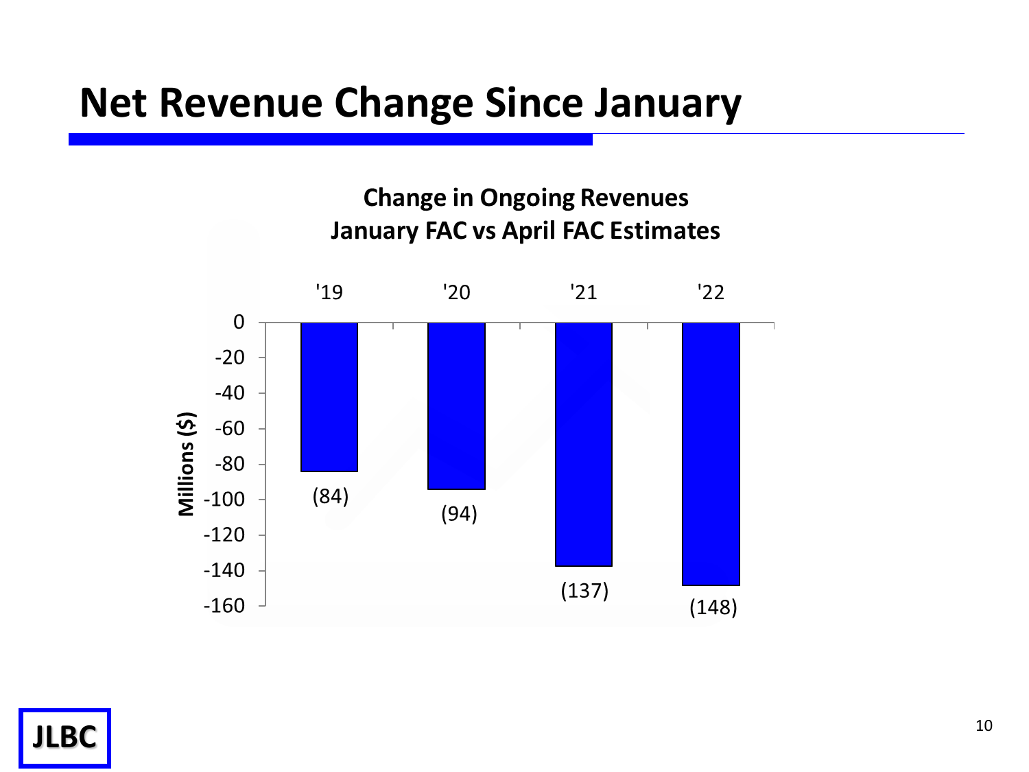# Net Revenue Change Since January

**Change in Ongoing Revenues**
**January FAC vs April FAC Estimates**

| | '19 | '20 | '21 | '22 |
|---|---|---|---|---|
| Millions ($) | (84) | (94) | (137) | (148) |

JLBC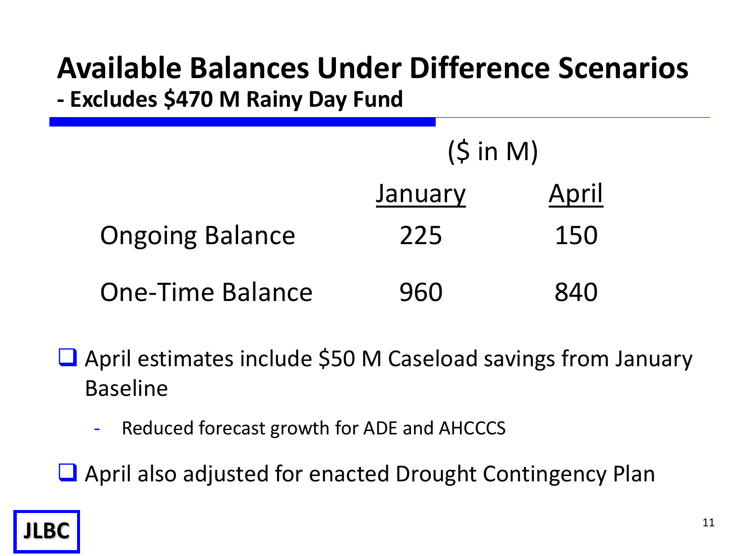# Available Balances Under Difference Scenarios

## - Excludes $470 M Rainy Day Fund

| | ($ in M) | |
|---|---|---|
| | January | April |
| Ongoing Balance | 225 | 150 |
| One-Time Balance | 960 | 840 |

- April estimates include $50 M Caseload savings from January Baseline
  - Reduced forecast growth for ADE and AHCCCS
- April also adjusted for enacted Drought Contingency Plan

JLBC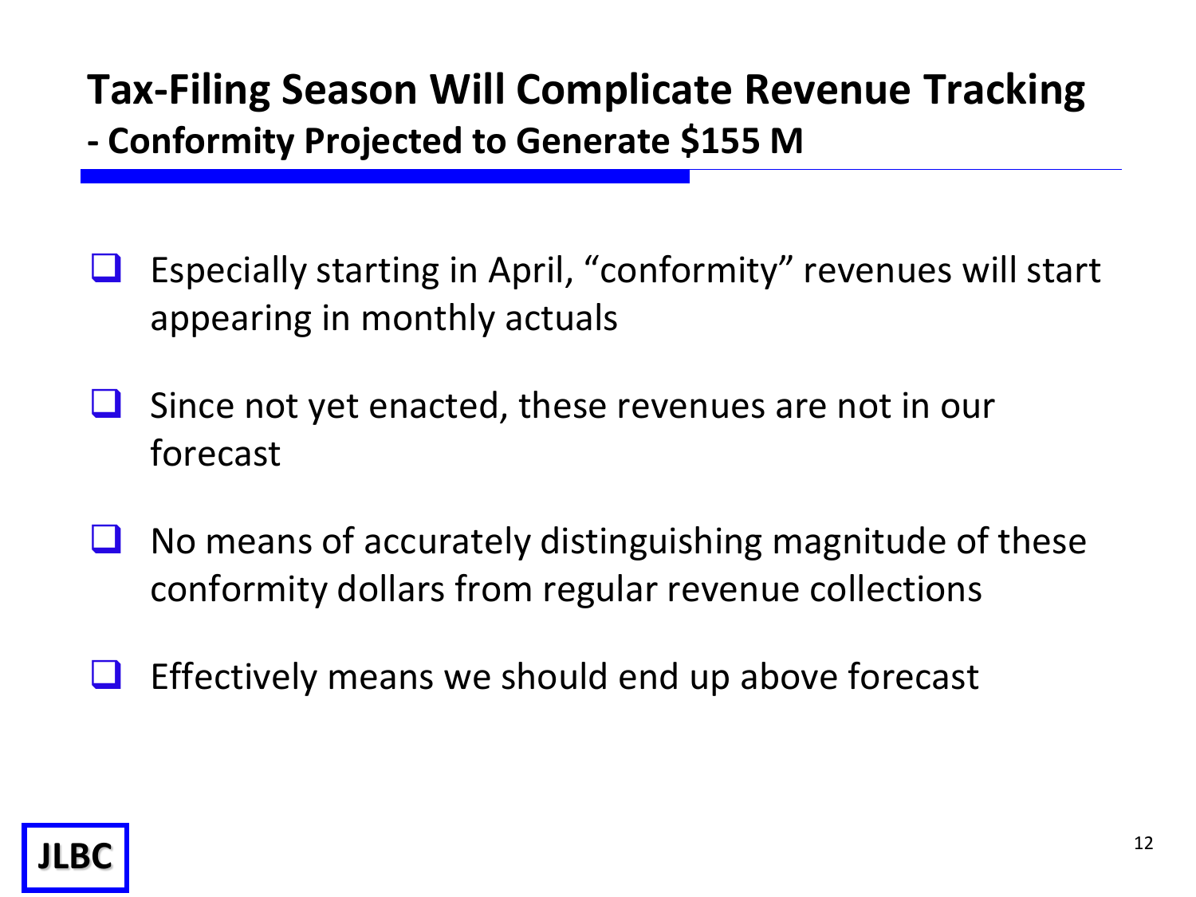# Tax-Filing Season Will Complicate Revenue Tracking
## - Conformity Projected to Generate $155 M

- Especially starting in April, "conformity" revenues will start appearing in monthly actuals
- Since not yet enacted, these revenues are not in our forecast
- No means of accurately distinguishing magnitude of these conformity dollars from regular revenue collections
- Effectively means we should end up above forecast

JLBC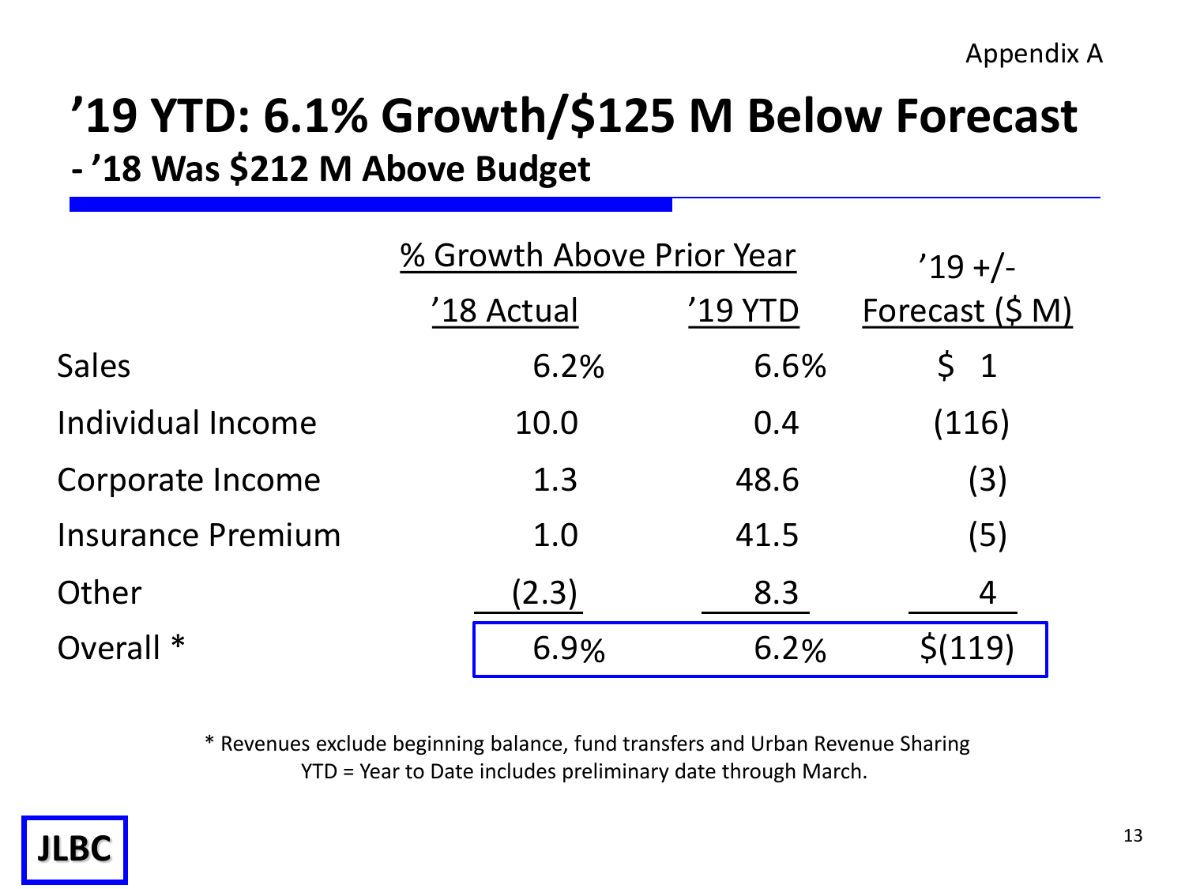Appendix A

# '19 YTD: 6.1% Growth/$125 M Below Forecast

## - '18 Was $212 M Above Budget

| | % Growth Above Prior Year | | '19 +/- |
|---|---|---|---|
| | '18 Actual | '19 YTD | Forecast ($ M) |
| Sales | 6.2% | 6.6% | $ 1 |
| Individual Income | 10.0 | 0.4 | (116) |
| Corporate Income | 1.3 | 48.6 | (3) |
| Insurance Premium | 1.0 | 41.5 | (5) |
| Other | (2.3) | 8.3 | 4 |
| Overall * | 6.9% | 6.2% | $(119) |

\* Revenues exclude beginning balance, fund transfers and Urban Revenue Sharing
YTD = Year to Date includes preliminary date through March.

JLBC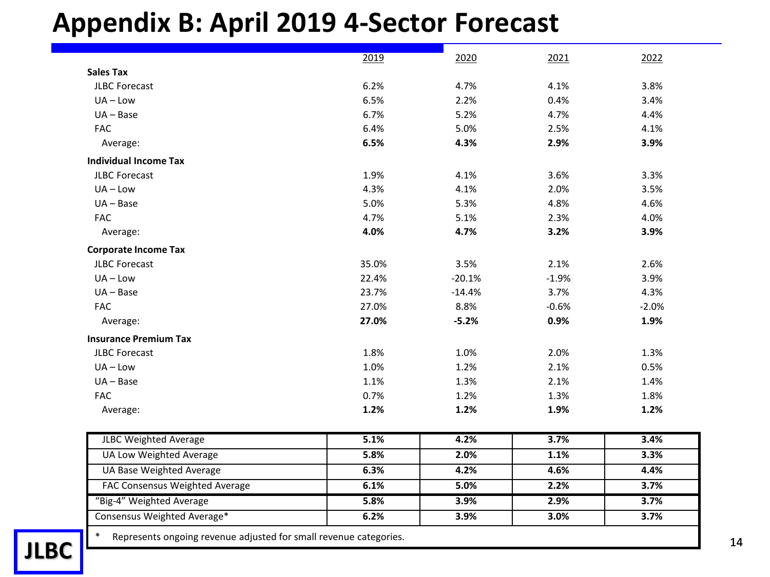# Appendix B: April 2019 4-Sector Forecast

| | 2019 | 2020 | 2021 | 2022 |
|---|---|---|---|---|
| **Sales Tax** | | | | |
| JLBC Forecast | 6.2% | 4.7% | 4.1% | 3.8% |
| UA – Low | 6.5% | 2.2% | 0.4% | 3.4% |
| UA – Base | 6.7% | 5.2% | 4.7% | 4.4% |
| FAC | 6.4% | 5.0% | 2.5% | 4.1% |
| Average: | **6.5%** | **4.3%** | **2.9%** | **3.9%** |
| **Individual Income Tax** | | | | |
| JLBC Forecast | 1.9% | 4.1% | 3.6% | 3.3% |
| UA – Low | 4.3% | 4.1% | 2.0% | 3.5% |
| UA – Base | 5.0% | 5.3% | 4.8% | 4.6% |
| FAC | 4.7% | 5.1% | 2.3% | 4.0% |
| Average: | **4.0%** | **4.7%** | **3.2%** | **3.9%** |
| **Corporate Income Tax** | | | | |
| JLBC Forecast | 35.0% | 3.5% | 2.1% | 2.6% |
| UA – Low | 22.4% | -20.1% | -1.9% | 3.9% |
| UA – Base | 23.7% | -14.4% | 3.7% | 4.3% |
| FAC | 27.0% | 8.8% | -0.6% | -2.0% |
| Average: | **27.0%** | **-5.2%** | **0.9%** | **1.9%** |
| **Insurance Premium Tax** | | | | |
| JLBC Forecast | 1.8% | 1.0% | 2.0% | 1.3% |
| UA – Low | 1.0% | 1.2% | 2.1% | 0.5% |
| UA – Base | 1.1% | 1.3% | 2.1% | 1.4% |
| FAC | 0.7% | 1.2% | 1.3% | 1.8% |
| Average: | **1.2%** | **1.2%** | **1.9%** | **1.2%** |

| | 2019 | 2020 | 2021 | 2022 |
|---|---|---|---|---|
| JLBC Weighted Average | **5.1%** | **4.2%** | **3.7%** | **3.4%** |
| UA Low Weighted Average | **5.8%** | **2.0%** | **1.1%** | **3.3%** |
| UA Base Weighted Average | **6.3%** | **4.2%** | **4.6%** | **4.4%** |
| FAC Consensus Weighted Average | **6.1%** | **5.0%** | **2.2%** | **3.7%** |
| "Big-4" Weighted Average | **5.8%** | **3.9%** | **2.9%** | **3.7%** |
| Consensus Weighted Average* | **6.2%** | **3.9%** | **3.0%** | **3.7%** |

* Represents ongoing revenue adjusted for small revenue categories.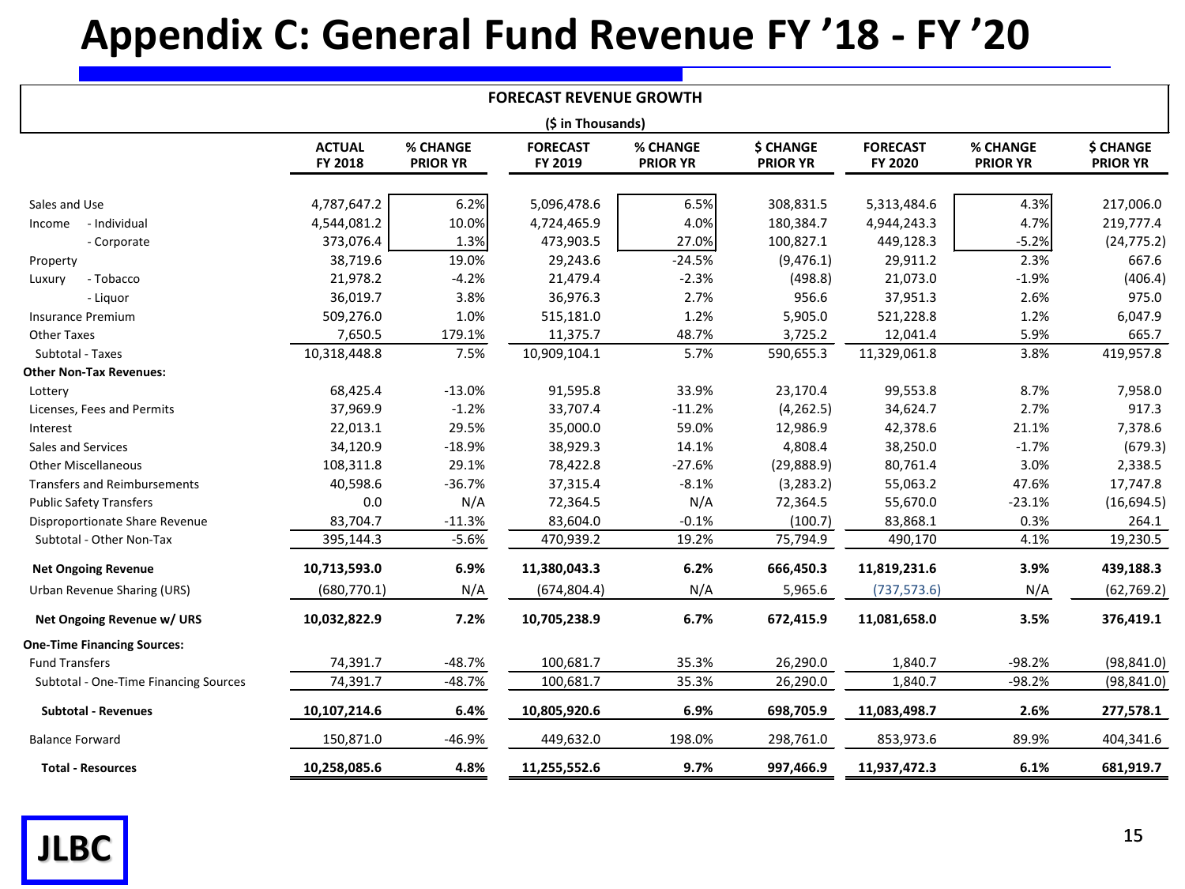# Appendix C: General Fund Revenue FY '18 - FY '20

**FORECAST REVENUE GROWTH**

**($ in Thousands)**

| | ACTUAL FY 2018 | % CHANGE PRIOR YR | FORECAST FY 2019 | % CHANGE PRIOR YR | $ CHANGE PRIOR YR | FORECAST FY 2020 | % CHANGE PRIOR YR | $ CHANGE PRIOR YR |
|---|---|---|---|---|---|---|---|---|
| Sales and Use | 4,787,647.2 | 6.2% | 5,096,478.6 | 6.5% | 308,831.5 | 5,313,484.6 | 4.3% | 217,006.0 |
| Income - Individual | 4,544,081.2 | 10.0% | 4,724,465.9 | 4.0% | 180,384.7 | 4,944,243.3 | 4.7% | 219,777.4 |
| - Corporate | 373,076.4 | 1.3% | 473,903.5 | 27.0% | 100,827.1 | 449,128.3 | -5.2% | (24,775.2) |
| Property | 38,719.6 | 19.0% | 29,243.6 | -24.5% | (9,476.1) | 29,911.2 | 2.3% | 667.6 |
| Luxury - Tobacco | 21,978.2 | -4.2% | 21,479.4 | -2.3% | (498.8) | 21,073.0 | -1.9% | (406.4) |
| - Liquor | 36,019.7 | 3.8% | 36,976.3 | 2.7% | 956.6 | 37,951.3 | 2.6% | 975.0 |
| Insurance Premium | 509,276.0 | 1.0% | 515,181.0 | 1.2% | 5,905.0 | 521,228.8 | 1.2% | 6,047.9 |
| Other Taxes | 7,650.5 | 179.1% | 11,375.7 | 48.7% | 3,725.2 | 12,041.4 | 5.9% | 665.7 |
| Subtotal - Taxes | 10,318,448.8 | 7.5% | 10,909,104.1 | 5.7% | 590,655.3 | 11,329,061.8 | 3.8% | 419,957.8 |
| **Other Non-Tax Revenues:** | | | | | | | | |
| Lottery | 68,425.4 | -13.0% | 91,595.8 | 33.9% | 23,170.4 | 99,553.8 | 8.7% | 7,958.0 |
| Licenses, Fees and Permits | 37,969.9 | -1.2% | 33,707.4 | -11.2% | (4,262.5) | 34,624.7 | 2.7% | 917.3 |
| Interest | 22,013.1 | 29.5% | 35,000.0 | 59.0% | 12,986.9 | 42,378.6 | 21.1% | 7,378.6 |
| Sales and Services | 34,120.9 | -18.9% | 38,929.3 | 14.1% | 4,808.4 | 38,250.0 | -1.7% | (679.3) |
| Other Miscellaneous | 108,311.8 | 29.1% | 78,422.8 | -27.6% | (29,888.9) | 80,761.4 | 3.0% | 2,338.5 |
| Transfers and Reimbursements | 40,598.6 | -36.7% | 37,315.4 | -8.1% | (3,283.2) | 55,063.2 | 47.6% | 17,747.8 |
| Public Safety Transfers | 0.0 | N/A | 72,364.5 | N/A | 72,364.5 | 55,670.0 | -23.1% | (16,694.5) |
| Disproportionate Share Revenue | 83,704.7 | -11.3% | 83,604.0 | -0.1% | (100.7) | 83,868.1 | 0.3% | 264.1 |
| Subtotal - Other Non-Tax | 395,144.3 | -5.6% | 470,939.2 | 19.2% | 75,794.9 | 490,170 | 4.1% | 19,230.5 |
| **Net Ongoing Revenue** | **10,713,593.0** | **6.9%** | **11,380,043.3** | **6.2%** | **666,450.3** | **11,819,231.6** | **3.9%** | **439,188.3** |
| Urban Revenue Sharing (URS) | (680,770.1) | N/A | (674,804.4) | N/A | 5,965.6 | (737,573.6) | N/A | (62,769.2) |
| **Net Ongoing Revenue w/ URS** | **10,032,822.9** | **7.2%** | **10,705,238.9** | **6.7%** | **672,415.9** | **11,081,658.0** | **3.5%** | **376,419.1** |
| **One-Time Financing Sources:** | | | | | | | | |
| Fund Transfers | 74,391.7 | -48.7% | 100,681.7 | 35.3% | 26,290.0 | 1,840.7 | -98.2% | (98,841.0) |
| Subtotal - One-Time Financing Sources | 74,391.7 | -48.7% | 100,681.7 | 35.3% | 26,290.0 | 1,840.7 | -98.2% | (98,841.0) |
| **Subtotal - Revenues** | **10,107,214.6** | **6.4%** | **10,805,920.6** | **6.9%** | **698,705.9** | **11,083,498.7** | **2.6%** | **277,578.1** |
| Balance Forward | 150,871.0 | -46.9% | 449,632.0 | 198.0% | 298,761.0 | 853,973.6 | 89.9% | 404,341.6 |
| **Total - Resources** | **10,258,085.6** | **4.8%** | **11,255,552.6** | **9.7%** | **997,466.9** | **11,937,472.3** | **6.1%** | **681,919.7** |

JLBC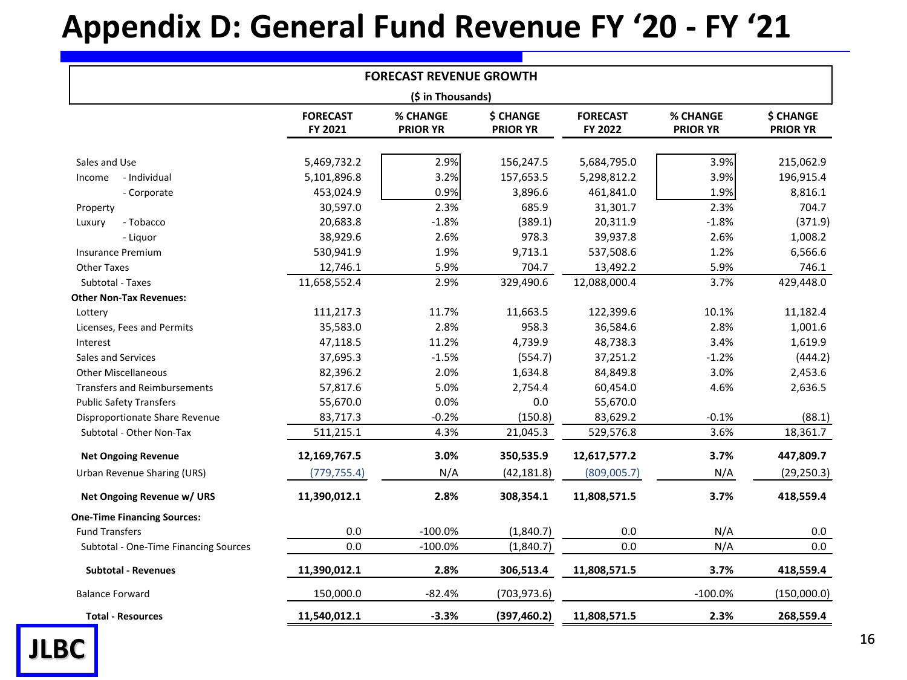# Appendix D: General Fund Revenue FY '20 - FY '21

**FORECAST REVENUE GROWTH**

**($ in Thousands)**

| | FORECAST FY 2021 | % CHANGE PRIOR YR | $ CHANGE PRIOR YR | FORECAST FY 2022 | % CHANGE PRIOR YR | $ CHANGE PRIOR YR |
|---|---|---|---|---|---|---|
| Sales and Use | 5,469,732.2 | 2.9% | 156,247.5 | 5,684,795.0 | 3.9% | 215,062.9 |
| Income - Individual | 5,101,896.8 | 3.2% | 157,653.5 | 5,298,812.2 | 3.9% | 196,915.4 |
| - Corporate | 453,024.9 | 0.9% | 3,896.6 | 461,841.0 | 1.9% | 8,816.1 |
| Property | 30,597.0 | 2.3% | 685.9 | 31,301.7 | 2.3% | 704.7 |
| Luxury - Tobacco | 20,683.8 | -1.8% | (389.1) | 20,311.9 | -1.8% | (371.9) |
| - Liquor | 38,929.6 | 2.6% | 978.3 | 39,937.8 | 2.6% | 1,008.2 |
| Insurance Premium | 530,941.9 | 1.9% | 9,713.1 | 537,508.6 | 1.2% | 6,566.6 |
| Other Taxes | 12,746.1 | 5.9% | 704.7 | 13,492.2 | 5.9% | 746.1 |
| Subtotal - Taxes | 11,658,552.4 | 2.9% | 329,490.6 | 12,088,000.4 | 3.7% | 429,448.0 |
| **Other Non-Tax Revenues:** | | | | | | |
| Lottery | 111,217.3 | 11.7% | 11,663.5 | 122,399.6 | 10.1% | 11,182.4 |
| Licenses, Fees and Permits | 35,583.0 | 2.8% | 958.3 | 36,584.6 | 2.8% | 1,001.6 |
| Interest | 47,118.5 | 11.2% | 4,739.9 | 48,738.3 | 3.4% | 1,619.9 |
| Sales and Services | 37,695.3 | -1.5% | (554.7) | 37,251.2 | -1.2% | (444.2) |
| Other Miscellaneous | 82,396.2 | 2.0% | 1,634.8 | 84,849.8 | 3.0% | 2,453.6 |
| Transfers and Reimbursements | 57,817.6 | 5.0% | 2,754.4 | 60,454.0 | 4.6% | 2,636.5 |
| Public Safety Transfers | 55,670.0 | 0.0% | 0.0 | 55,670.0 | | |
| Disproportionate Share Revenue | 83,717.3 | -0.2% | (150.8) | 83,629.2 | -0.1% | (88.1) |
| Subtotal - Other Non-Tax | 511,215.1 | 4.3% | 21,045.3 | 529,576.8 | 3.6% | 18,361.7 |
| **Net Ongoing Revenue** | **12,169,767.5** | **3.0%** | **350,535.9** | **12,617,577.2** | **3.7%** | **447,809.7** |
| Urban Revenue Sharing (URS) | (779,755.4) | N/A | (42,181.8) | (809,005.7) | N/A | (29,250.3) |
| **Net Ongoing Revenue w/ URS** | **11,390,012.1** | **2.8%** | **308,354.1** | **11,808,571.5** | **3.7%** | **418,559.4** |
| **One-Time Financing Sources:** | | | | | | |
| Fund Transfers | 0.0 | -100.0% | (1,840.7) | 0.0 | N/A | 0.0 |
| Subtotal - One-Time Financing Sources | 0.0 | -100.0% | (1,840.7) | 0.0 | N/A | 0.0 |
| **Subtotal - Revenues** | **11,390,012.1** | **2.8%** | **306,513.4** | **11,808,571.5** | **3.7%** | **418,559.4** |
| Balance Forward | 150,000.0 | -82.4% | (703,973.6) | | -100.0% | (150,000.0) |
| **Total - Resources** | **11,540,012.1** | **-3.3%** | **(397,460.2)** | **11,808,571.5** | **2.3%** | **268,559.4** |

JLBC